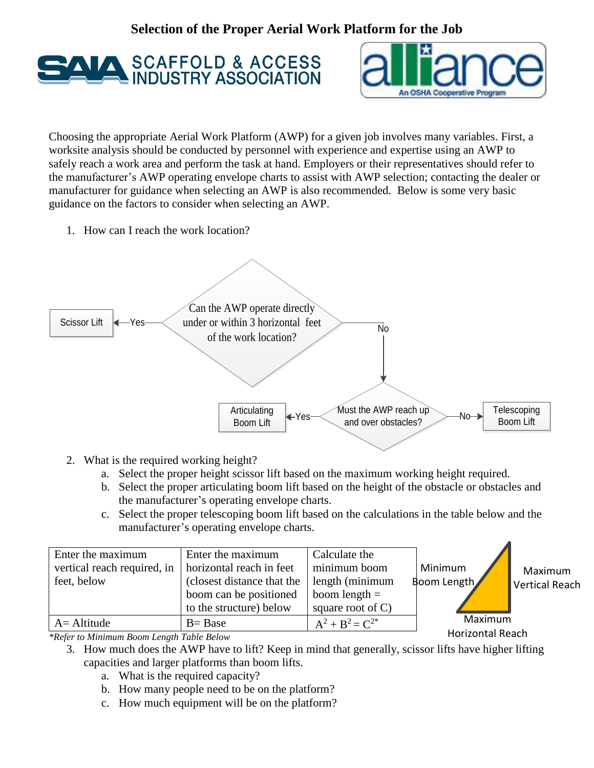# Selection of the Proper Aerial Work Platform for the Job

SAIA SCAFFOLD & ACCESS INDUSTRY ASSOCIATION

alliance — An OSHA Cooperative Program

Choosing the appropriate Aerial Work Platform (AWP) for a given job involves many variables. First, a worksite analysis should be conducted by personnel with experience and expertise using an AWP to safely reach a work area and perform the task at hand. Employers or their representatives should refer to the manufacturer's AWP operating envelope charts to assist with AWP selection; contacting the dealer or manufacturer for guidance when selecting an AWP is also recommended. Below is some very basic guidance on the factors to consider when selecting an AWP.

1. How can I reach the work location?

Can the AWP operate directly under or within 3 horizontal feet of the work location?
- Yes → Scissor Lift
- No → Must the AWP reach up and over obstacles?
  - Yes → Articulating Boom Lift
  - No → Telescoping Boom Lift

2. What is the required working height?
   a. Select the proper height scissor lift based on the maximum working height required.
   b. Select the proper articulating boom lift based on the height of the obstacle or obstacles and the manufacturer's operating envelope charts.
   c. Select the proper telescoping boom lift based on the calculations in the table below and the manufacturer's operating envelope charts.

| Enter the maximum vertical reach required, in feet, below | Enter the maximum horizontal reach in feet (closest distance that the boom can be positioned to the structure) below | Calculate the minimum boom length (minimum boom length = square root of C) |
|---|---|---|
| A= Altitude | B= Base | $A^2 + B^2 = C^{2*}$ |

Minimum Boom Length — Maximum Vertical Reach — Maximum Horizontal Reach

*Refer to Minimum Boom Length Table Below*

3. How much does the AWP have to lift? Keep in mind that generally, scissor lifts have higher lifting capacities and larger platforms than boom lifts.
   a. What is the required capacity?
   b. How many people need to be on the platform?
   c. How much equipment will be on the platform?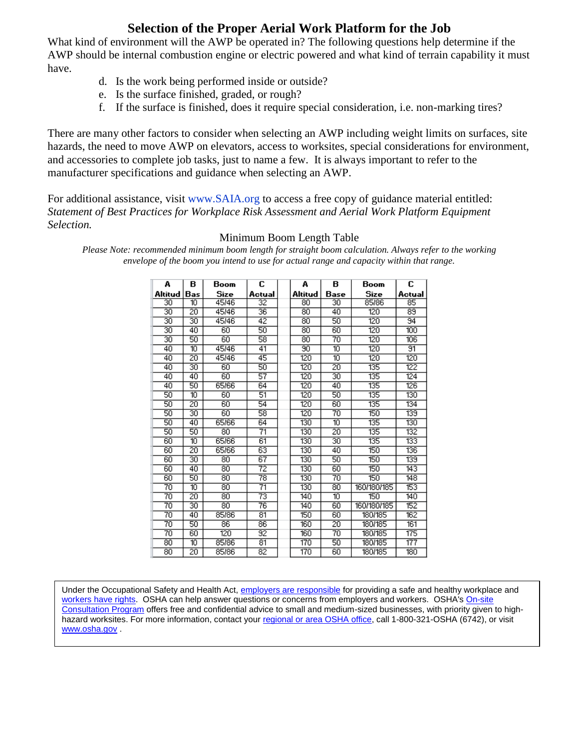## Selection of the Proper Aerial Work Platform for the Job

What kind of environment will the AWP be operated in? The following questions help determine if the AWP should be internal combustion engine or electric powered and what kind of terrain capability it must have.

d. Is the work being performed inside or outside?
e. Is the surface finished, graded, or rough?
f. If the surface is finished, does it require special consideration, i.e. non-marking tires?

There are many other factors to consider when selecting an AWP including weight limits on surfaces, site hazards, the need to move AWP on elevators, access to worksites, special considerations for environment, and accessories to complete job tasks, just to name a few. It is always important to refer to the manufacturer specifications and guidance when selecting an AWP.

For additional assistance, visit www.SAIA.org to access a free copy of guidance material entitled: *Statement of Best Practices for Workplace Risk Assessment and Aerial Work Platform Equipment Selection.*

Minimum Boom Length Table

*Please Note: recommended minimum boom length for straight boom calculation. Always refer to the working envelope of the boom you intend to use for actual range and capacity within that range.*

| A Altitud | B Bas | Boom Size | C Actual | A Altitud | B Base | Boom Size | C Actual |
|---|---|---|---|---|---|---|---|
| 30 | 10 | 45/46 | 32 | 80 | 30 | 85/86 | 85 |
| 30 | 20 | 45/46 | 36 | 80 | 40 | 120 | 89 |
| 30 | 30 | 45/46 | 42 | 80 | 50 | 120 | 94 |
| 30 | 40 | 60 | 50 | 80 | 60 | 120 | 100 |
| 30 | 50 | 60 | 58 | 80 | 70 | 120 | 106 |
| 40 | 10 | 45/46 | 41 | 90 | 10 | 120 | 91 |
| 40 | 20 | 45/46 | 45 | 120 | 10 | 120 | 120 |
| 40 | 30 | 60 | 50 | 120 | 20 | 135 | 122 |
| 40 | 40 | 60 | 57 | 120 | 30 | 135 | 124 |
| 40 | 50 | 65/66 | 64 | 120 | 40 | 135 | 126 |
| 50 | 10 | 60 | 51 | 120 | 50 | 135 | 130 |
| 50 | 20 | 60 | 54 | 120 | 60 | 135 | 134 |
| 50 | 30 | 60 | 58 | 120 | 70 | 150 | 139 |
| 50 | 40 | 65/66 | 64 | 130 | 10 | 135 | 130 |
| 50 | 50 | 80 | 71 | 130 | 20 | 135 | 132 |
| 60 | 10 | 65/66 | 61 | 130 | 30 | 135 | 133 |
| 60 | 20 | 65/66 | 63 | 130 | 40 | 150 | 136 |
| 60 | 30 | 80 | 67 | 130 | 50 | 150 | 139 |
| 60 | 40 | 80 | 72 | 130 | 60 | 150 | 143 |
| 60 | 50 | 80 | 78 | 130 | 70 | 150 | 148 |
| 70 | 10 | 80 | 71 | 130 | 80 | 160/180/185 | 153 |
| 70 | 20 | 80 | 73 | 140 | 10 | 150 | 140 |
| 70 | 30 | 80 | 76 | 140 | 60 | 160/180/185 | 152 |
| 70 | 40 | 85/86 | 81 | 150 | 60 | 180/185 | 162 |
| 70 | 50 | 86 | 86 | 160 | 20 | 180/185 | 161 |
| 70 | 60 | 120 | 92 | 160 | 70 | 180/185 | 175 |
| 80 | 10 | 85/86 | 81 | 170 | 50 | 180/185 | 177 |
| 80 | 20 | 85/86 | 82 | 170 | 60 | 180/185 | 180 |

Under the Occupational Safety and Health Act, employers are responsible for providing a safe and healthy workplace and workers have rights. OSHA can help answer questions or concerns from employers and workers. OSHA's On-site Consultation Program offers free and confidential advice to small and medium-sized businesses, with priority given to high-hazard worksites. For more information, contact your regional or area OSHA office, call 1-800-321-OSHA (6742), or visit www.osha.gov .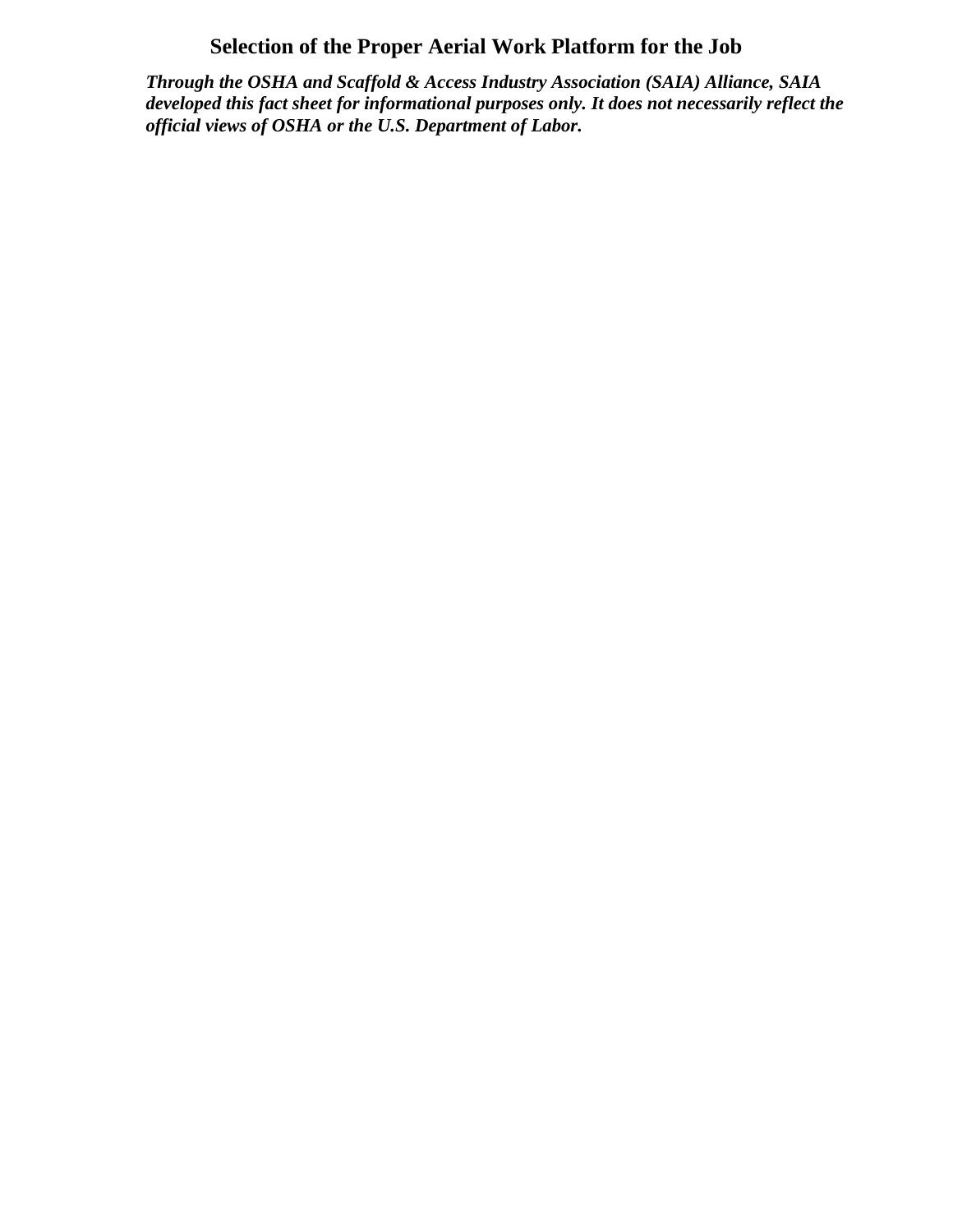# Selection of the Proper Aerial Work Platform for the Job

***Through the OSHA and Scaffold & Access Industry Association (SAIA) Alliance, SAIA developed this fact sheet for informational purposes only. It does not necessarily reflect the official views of OSHA or the U.S. Department of Labor.***